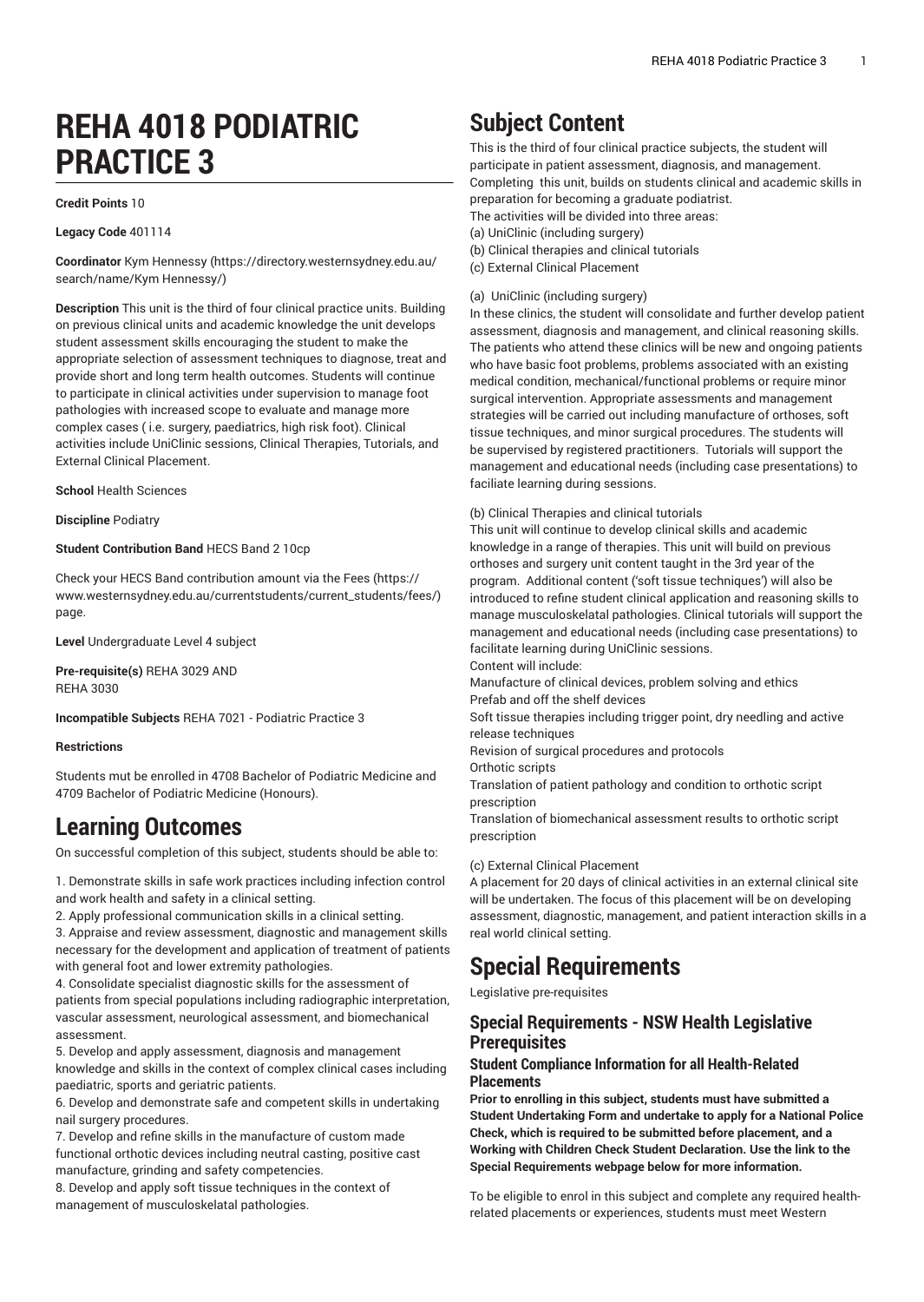# REHA 4018 PODIATRIC PRACTICE 3

**Credit Points** 10

**Legacy Code** 401114

**Coordinator** Kym Hennessy (https://directory.westernsydney.edu.au/search/name/Kym Hennessy/)

**Description** This unit is the third of four clinical practice units. Building on previous clinical units and academic knowledge the unit develops student assessment skills encouraging the student to make the appropriate selection of assessment techniques to diagnose, treat and provide short and long term health outcomes. Students will continue to participate in clinical activities under supervision to manage foot pathologies with increased scope to evaluate and manage more complex cases ( i.e. surgery, paediatrics, high risk foot). Clinical activities include UniClinic sessions, Clinical Therapies, Tutorials, and External Clinical Placement.

**School** Health Sciences

**Discipline** Podiatry

**Student Contribution Band** HECS Band 2 10cp

Check your HECS Band contribution amount via the Fees (https://www.westernsydney.edu.au/currentstudents/current_students/fees/) page.

**Level** Undergraduate Level 4 subject

**Pre-requisite(s)** REHA 3029 AND
REHA 3030

**Incompatible Subjects** REHA 7021 - Podiatric Practice 3

**Restrictions**

Students mut be enrolled in 4708 Bachelor of Podiatric Medicine and 4709 Bachelor of Podiatric Medicine (Honours).

# Learning Outcomes

On successful completion of this subject, students should be able to:

1. Demonstrate skills in safe work practices including infection control and work health and safety in a clinical setting.
2. Apply professional communication skills in a clinical setting.
3. Appraise and review assessment, diagnostic and management skills necessary for the development and application of treatment of patients with general foot and lower extremity pathologies.
4. Consolidate specialist diagnostic skills for the assessment of patients from special populations including radiographic interpretation, vascular assessment, neurological assessment, and biomechanical assessment.
5. Develop and apply assessment, diagnosis and management knowledge and skills in the context of complex clinical cases including paediatric, sports and geriatric patients.
6. Develop and demonstrate safe and competent skills in undertaking nail surgery procedures.
7. Develop and refine skills in the manufacture of custom made functional orthotic devices including neutral casting, positive cast manufacture, grinding and safety competencies.
8. Develop and apply soft tissue techniques in the context of management of musculoskelatal pathologies.

# Subject Content

This is the third of four clinical practice subjects, the student will participate in patient assessment, diagnosis, and management. Completing this unit, builds on students clinical and academic skills in preparation for becoming a graduate podiatrist.
The activities will be divided into three areas:
(a) UniClinic (including surgery)
(b) Clinical therapies and clinical tutorials
(c) External Clinical Placement

(a) UniClinic (including surgery)
In these clinics, the student will consolidate and further develop patient assessment, diagnosis and management, and clinical reasoning skills. The patients who attend these clinics will be new and ongoing patients who have basic foot problems, problems associated with an existing medical condition, mechanical/functional problems or require minor surgical intervention. Appropriate assessments and management strategies will be carried out including manufacture of orthoses, soft tissue techniques, and minor surgical procedures. The students will be supervised by registered practitioners. Tutorials will support the management and educational needs (including case presentations) to faciliate learning during sessions.

(b) Clinical Therapies and clinical tutorials
This unit will continue to develop clinical skills and academic knowledge in a range of therapies. This unit will build on previous orthoses and surgery unit content taught in the 3rd year of the program. Additional content ('soft tissue techniques') will also be introduced to refine student clinical application and reasoning skills to manage musculoskeletal pathologies. Clinical tutorials will support the management and educational needs (including case presentations) to facilitate learning during UniClinic sessions.
Content will include:
Manufacture of clinical devices, problem solving and ethics
Prefab and off the shelf devices
Soft tissue therapies including trigger point, dry needling and active release techniques
Revision of surgical procedures and protocols
Orthotic scripts
Translation of patient pathology and condition to orthotic script prescription
Translation of biomechanical assessment results to orthotic script prescription

(c) External Clinical Placement
A placement for 20 days of clinical activities in an external clinical site will be undertaken. The focus of this placement will be on developing assessment, diagnostic, management, and patient interaction skills in a real world clinical setting.

# Special Requirements

Legislative pre-requisites

## Special Requirements - NSW Health Legislative Prerequisites

### Student Compliance Information for all Health-Related Placements

**Prior to enrolling in this subject, students must have submitted a Student Undertaking Form and undertake to apply for a National Police Check, which is required to be submitted before placement, and a Working with Children Check Student Declaration. Use the link to the Special Requirements webpage below for more information.**

To be eligible to enrol in this subject and complete any required health-related placements or experiences, students must meet Western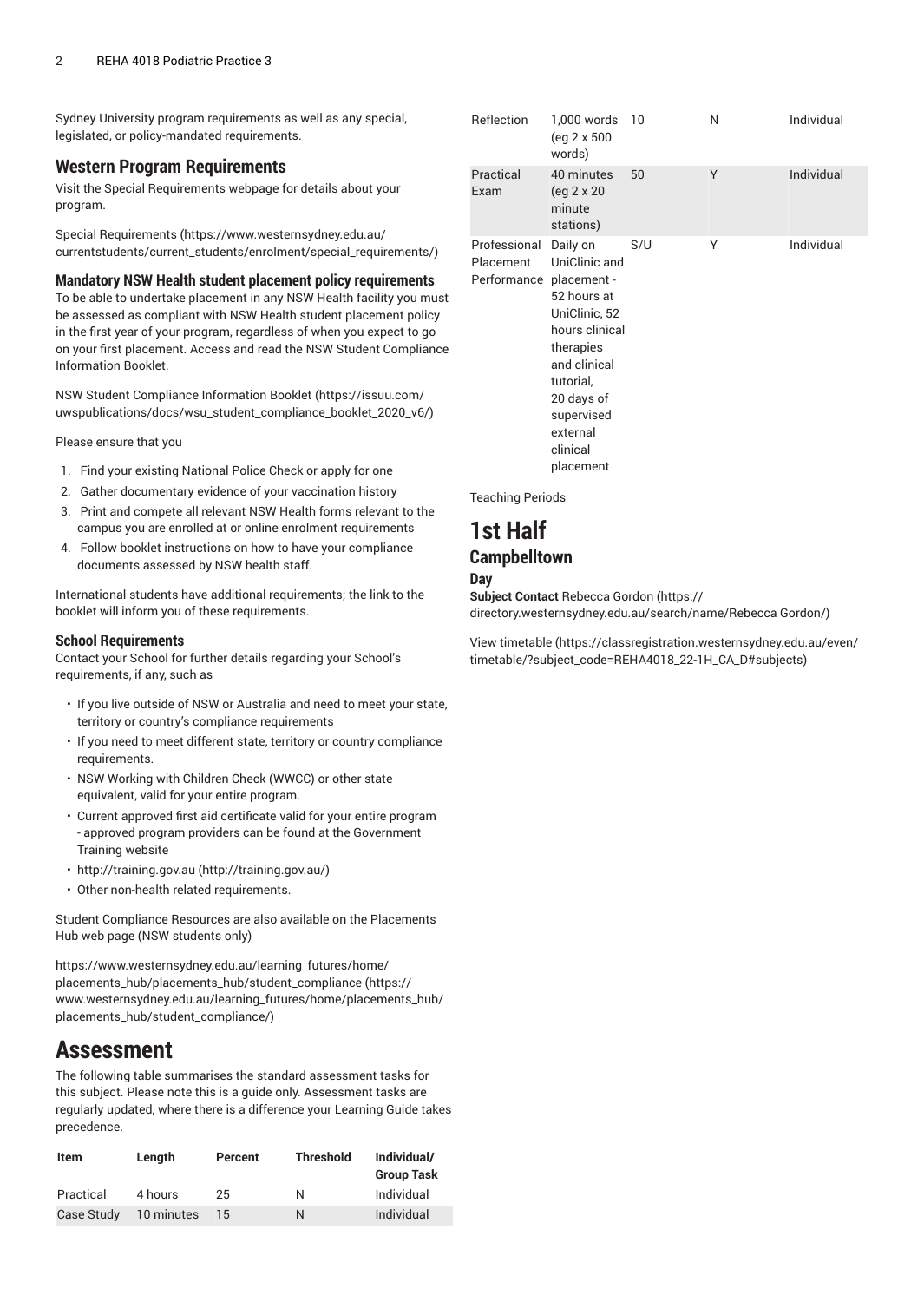Sydney University program requirements as well as any special, legislated, or policy-mandated requirements.

## Western Program Requirements

Visit the Special Requirements webpage for details about your program.

Special Requirements (https://www.westernsydney.edu.au/currentstudents/current_students/enrolment/special_requirements/)

### Mandatory NSW Health student placement policy requirements

To be able to undertake placement in any NSW Health facility you must be assessed as compliant with NSW Health student placement policy in the first year of your program, regardless of when you expect to go on your first placement. Access and read the NSW Student Compliance Information Booklet.

NSW Student Compliance Information Booklet (https://issuu.com/uwspublications/docs/wsu_student_compliance_booklet_2020_v6/)

Please ensure that you

1. Find your existing National Police Check or apply for one
2. Gather documentary evidence of your vaccination history
3. Print and compete all relevant NSW Health forms relevant to the campus you are enrolled at or online enrolment requirements
4. Follow booklet instructions on how to have your compliance documents assessed by NSW health staff.

International students have additional requirements; the link to the booklet will inform you of these requirements.

### School Requirements

Contact your School for further details regarding your School's requirements, if any, such as

- If you live outside of NSW or Australia and need to meet your state, territory or country's compliance requirements
- If you need to meet different state, territory or country compliance requirements.
- NSW Working with Children Check (WWCC) or other state equivalent, valid for your entire program.
- Current approved first aid certificate valid for your entire program - approved program providers can be found at the Government Training website
- http://training.gov.au (http://training.gov.au/)
- Other non-health related requirements.

Student Compliance Resources are also available on the Placements Hub web page (NSW students only)

https://www.westernsydney.edu.au/learning_futures/home/placements_hub/placements_hub/student_compliance (https://www.westernsydney.edu.au/learning_futures/home/placements_hub/placements_hub/student_compliance/)

# Assessment

The following table summarises the standard assessment tasks for this subject. Please note this is a guide only. Assessment tasks are regularly updated, where there is a difference your Learning Guide takes precedence.

| Item | Length | Percent | Threshold | Individual/ Group Task |
|---|---|---|---|---|
| Practical | 4 hours | 25 | N | Individual |
| Case Study | 10 minutes | 15 | N | Individual |
| Reflection | 1,000 words (eg 2 x 500 words) | 10 | N | Individual |
| Practical Exam | 40 minutes (eg 2 x 20 minute stations) | 50 | Y | Individual |
| Professional Placement Performance | Daily on UniClinic and placement - 52 hours at UniClinic, 52 hours clinical therapies and clinical tutorial, 20 days of supervised external clinical placement | S/U | Y | Individual |

Teaching Periods

# 1st Half

## Campbelltown

### Day

**Subject Contact** Rebecca Gordon (https://directory.westernsydney.edu.au/search/name/Rebecca Gordon/)

View timetable (https://classregistration.westernsydney.edu.au/even/timetable/?subject_code=REHA4018_22-1H_CA_D#subjects)